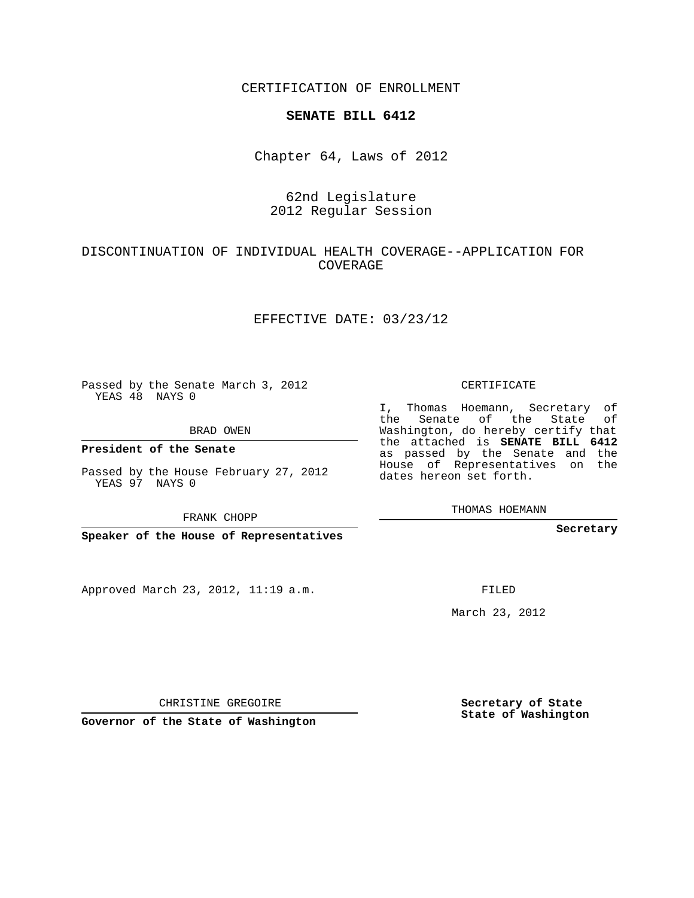CERTIFICATION OF ENROLLMENT

**SENATE BILL 6412**

Chapter 64, Laws of 2012

62nd Legislature
2012 Regular Session

DISCONTINUATION OF INDIVIDUAL HEALTH COVERAGE--APPLICATION FOR COVERAGE

EFFECTIVE DATE: 03/23/12

Passed by the Senate March 3, 2012
YEAS 48 NAYS 0

BRAD OWEN

**President of the Senate**

Passed by the House February 27, 2012
YEAS 97 NAYS 0

FRANK CHOPP

**Speaker of the House of Representatives**

Approved March 23, 2012, 11:19 a.m.

CHRISTINE GREGOIRE

**Governor of the State of Washington**

CERTIFICATE

I, Thomas Hoemann, Secretary of the Senate of the State of Washington, do hereby certify that the attached is **SENATE BILL 6412** as passed by the Senate and the House of Representatives on the dates hereon set forth.

THOMAS HOEMANN

**Secretary**

FILED

March 23, 2012

**Secretary of State**
**State of Washington**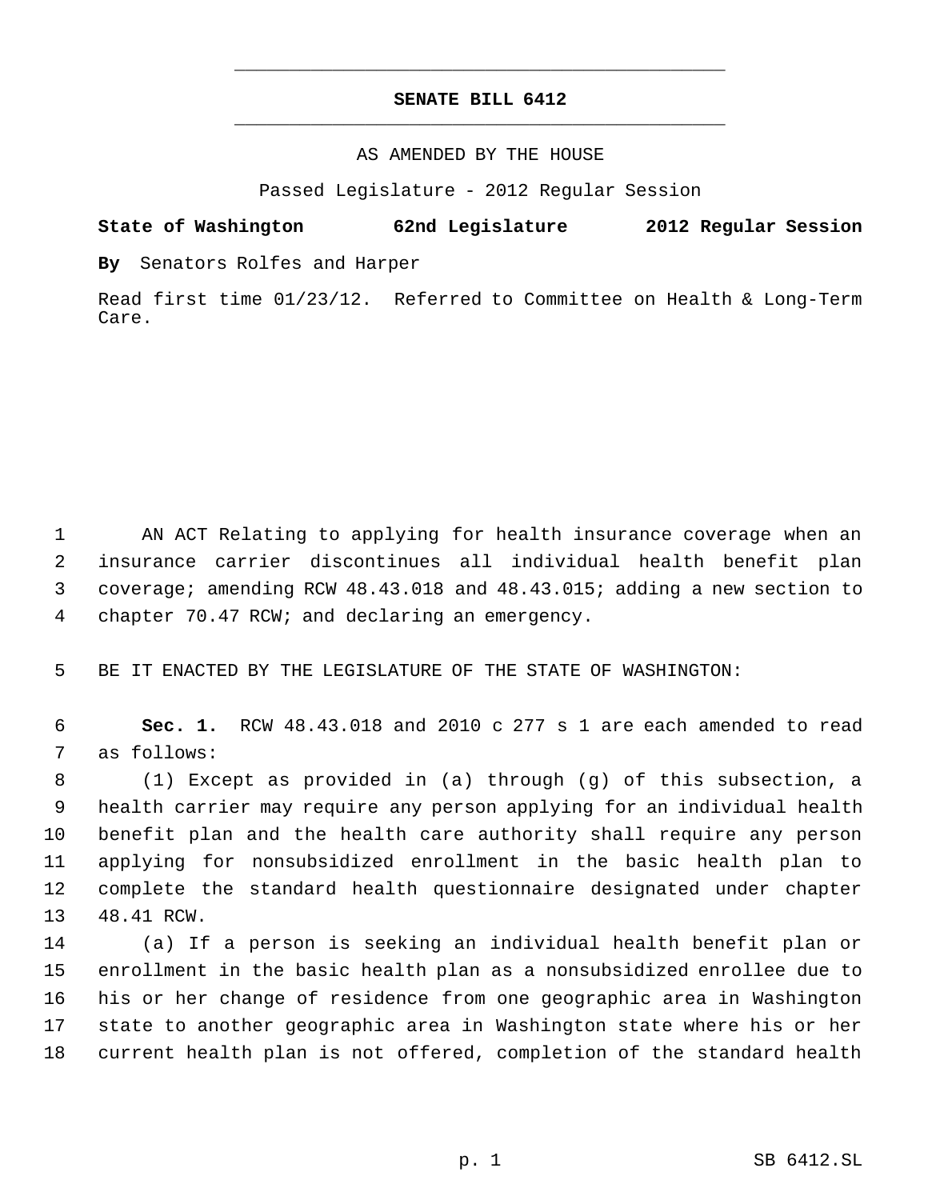# SENATE BILL 6412

AS AMENDED BY THE HOUSE

Passed Legislature - 2012 Regular Session

**State of Washington 62nd Legislature 2012 Regular Session**

**By** Senators Rolfes and Harper

Read first time 01/23/12. Referred to Committee on Health & Long-Term Care.

AN ACT Relating to applying for health insurance coverage when an insurance carrier discontinues all individual health benefit plan coverage; amending RCW 48.43.018 and 48.43.015; adding a new section to chapter 70.47 RCW; and declaring an emergency.

BE IT ENACTED BY THE LEGISLATURE OF THE STATE OF WASHINGTON:

**Sec. 1.** RCW 48.43.018 and 2010 c 277 s 1 are each amended to read as follows:

(1) Except as provided in (a) through (g) of this subsection, a health carrier may require any person applying for an individual health benefit plan and the health care authority shall require any person applying for nonsubsidized enrollment in the basic health plan to complete the standard health questionnaire designated under chapter 48.41 RCW.

(a) If a person is seeking an individual health benefit plan or enrollment in the basic health plan as a nonsubsidized enrollee due to his or her change of residence from one geographic area in Washington state to another geographic area in Washington state where his or her current health plan is not offered, completion of the standard health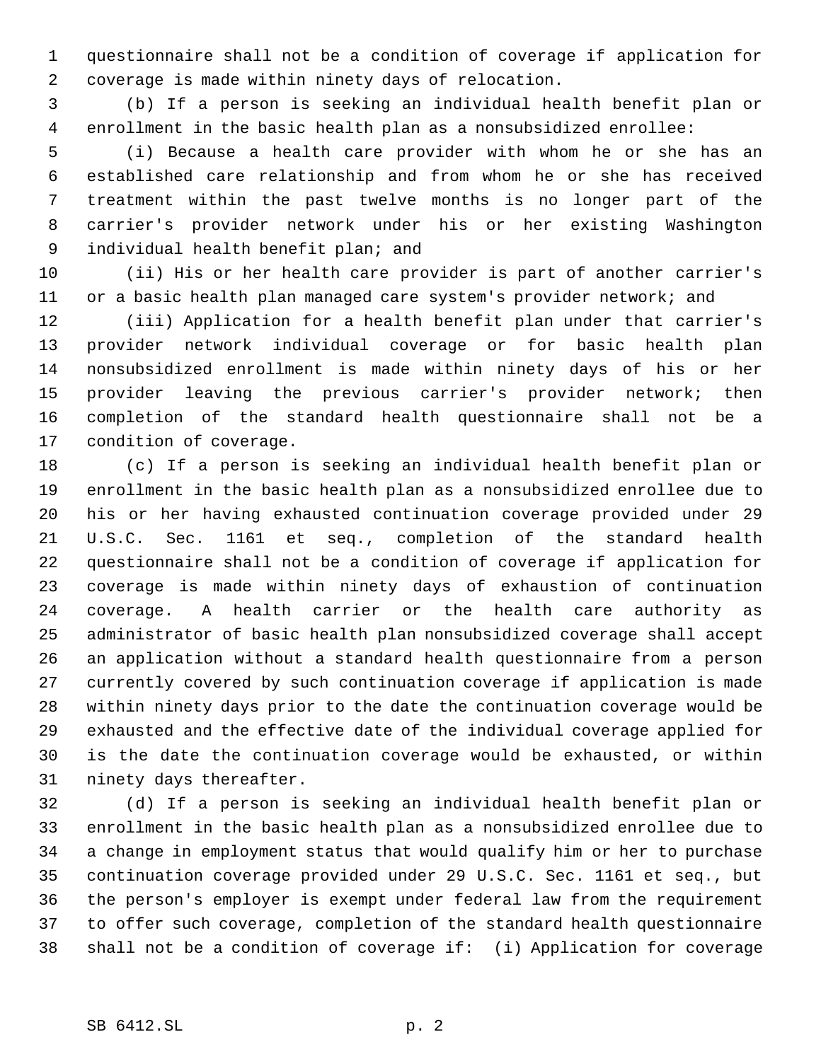questionnaire shall not be a condition of coverage if application for coverage is made within ninety days of relocation.

(b) If a person is seeking an individual health benefit plan or enrollment in the basic health plan as a nonsubsidized enrollee:

(i) Because a health care provider with whom he or she has an established care relationship and from whom he or she has received treatment within the past twelve months is no longer part of the carrier's provider network under his or her existing Washington individual health benefit plan; and

(ii) His or her health care provider is part of another carrier's or a basic health plan managed care system's provider network; and

(iii) Application for a health benefit plan under that carrier's provider network individual coverage or for basic health plan nonsubsidized enrollment is made within ninety days of his or her provider leaving the previous carrier's provider network; then completion of the standard health questionnaire shall not be a condition of coverage.

(c) If a person is seeking an individual health benefit plan or enrollment in the basic health plan as a nonsubsidized enrollee due to his or her having exhausted continuation coverage provided under 29 U.S.C. Sec. 1161 et seq., completion of the standard health questionnaire shall not be a condition of coverage if application for coverage is made within ninety days of exhaustion of continuation coverage. A health carrier or the health care authority as administrator of basic health plan nonsubsidized coverage shall accept an application without a standard health questionnaire from a person currently covered by such continuation coverage if application is made within ninety days prior to the date the continuation coverage would be exhausted and the effective date of the individual coverage applied for is the date the continuation coverage would be exhausted, or within ninety days thereafter.

(d) If a person is seeking an individual health benefit plan or enrollment in the basic health plan as a nonsubsidized enrollee due to a change in employment status that would qualify him or her to purchase continuation coverage provided under 29 U.S.C. Sec. 1161 et seq., but the person's employer is exempt under federal law from the requirement to offer such coverage, completion of the standard health questionnaire shall not be a condition of coverage if: (i) Application for coverage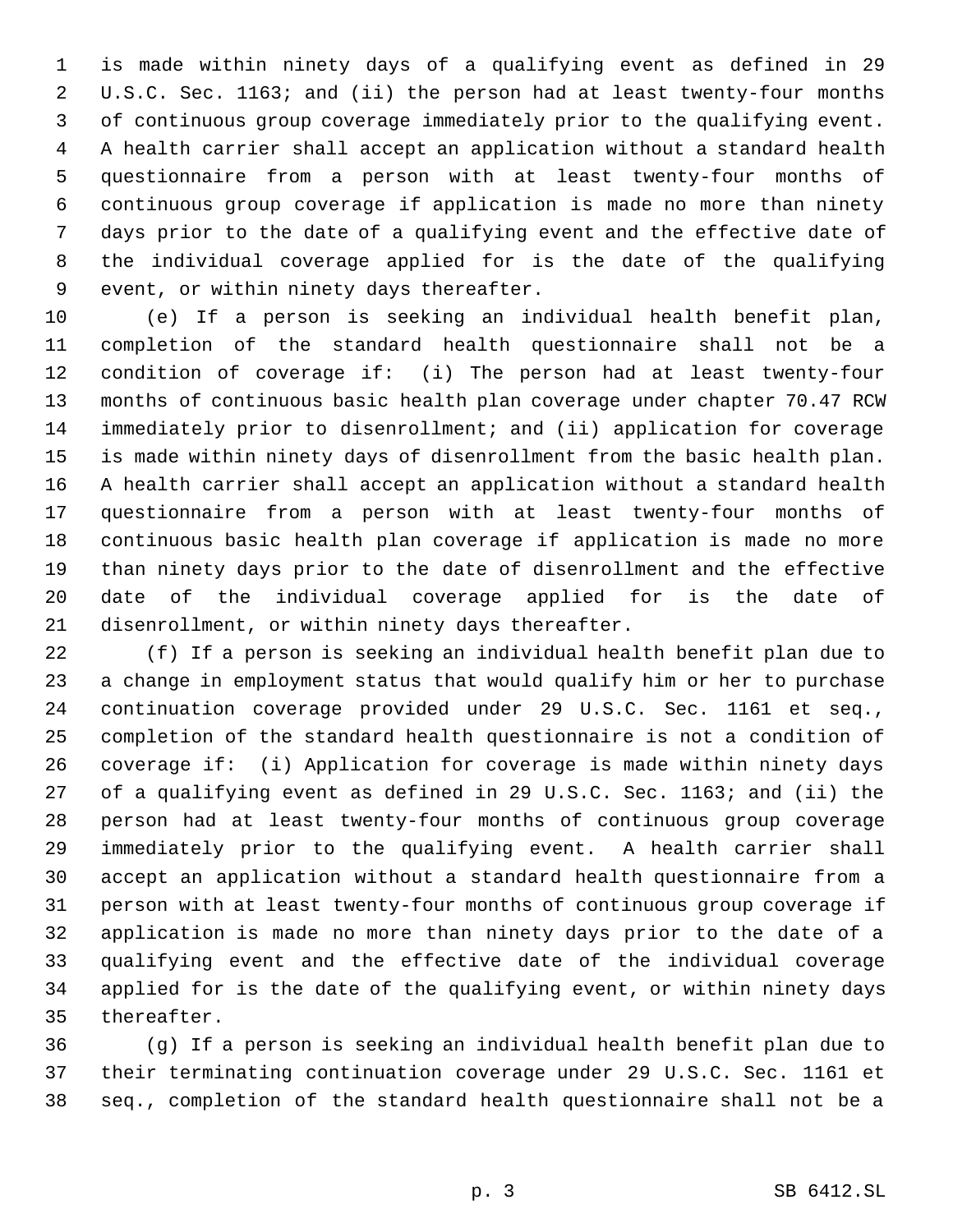is made within ninety days of a qualifying event as defined in 29 U.S.C. Sec. 1163; and (ii) the person had at least twenty-four months of continuous group coverage immediately prior to the qualifying event. A health carrier shall accept an application without a standard health questionnaire from a person with at least twenty-four months of continuous group coverage if application is made no more than ninety days prior to the date of a qualifying event and the effective date of the individual coverage applied for is the date of the qualifying event, or within ninety days thereafter.

(e) If a person is seeking an individual health benefit plan, completion of the standard health questionnaire shall not be a condition of coverage if: (i) The person had at least twenty-four months of continuous basic health plan coverage under chapter 70.47 RCW immediately prior to disenrollment; and (ii) application for coverage is made within ninety days of disenrollment from the basic health plan. A health carrier shall accept an application without a standard health questionnaire from a person with at least twenty-four months of continuous basic health plan coverage if application is made no more than ninety days prior to the date of disenrollment and the effective date of the individual coverage applied for is the date of disenrollment, or within ninety days thereafter.

(f) If a person is seeking an individual health benefit plan due to a change in employment status that would qualify him or her to purchase continuation coverage provided under 29 U.S.C. Sec. 1161 et seq., completion of the standard health questionnaire is not a condition of coverage if: (i) Application for coverage is made within ninety days of a qualifying event as defined in 29 U.S.C. Sec. 1163; and (ii) the person had at least twenty-four months of continuous group coverage immediately prior to the qualifying event. A health carrier shall accept an application without a standard health questionnaire from a person with at least twenty-four months of continuous group coverage if application is made no more than ninety days prior to the date of a qualifying event and the effective date of the individual coverage applied for is the date of the qualifying event, or within ninety days thereafter.

(g) If a person is seeking an individual health benefit plan due to their terminating continuation coverage under 29 U.S.C. Sec. 1161 et seq., completion of the standard health questionnaire shall not be a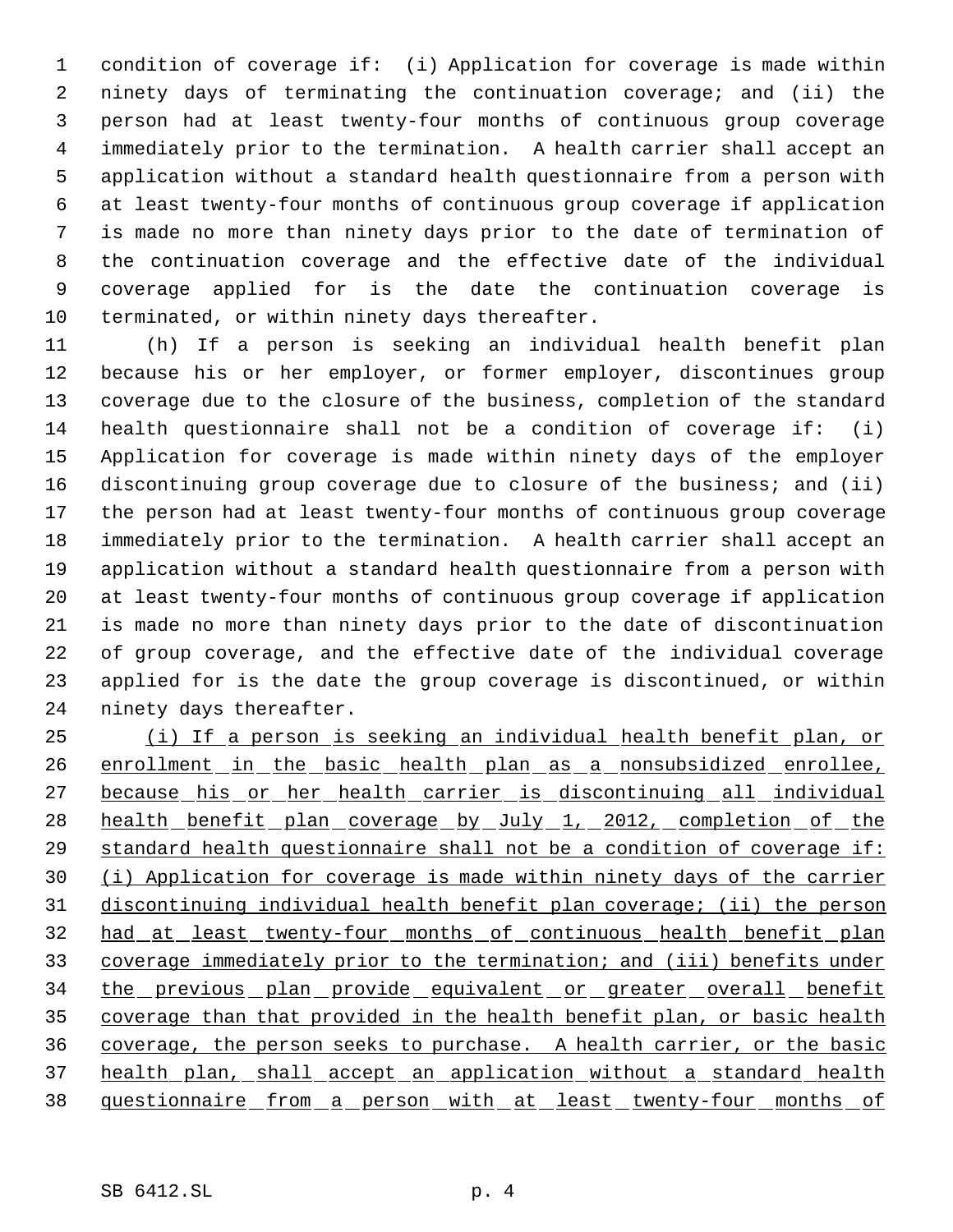condition of coverage if: (i) Application for coverage is made within ninety days of terminating the continuation coverage; and (ii) the person had at least twenty-four months of continuous group coverage immediately prior to the termination. A health carrier shall accept an application without a standard health questionnaire from a person with at least twenty-four months of continuous group coverage if application is made no more than ninety days prior to the date of termination of the continuation coverage and the effective date of the individual coverage applied for is the date the continuation coverage is terminated, or within ninety days thereafter.

(h) If a person is seeking an individual health benefit plan because his or her employer, or former employer, discontinues group coverage due to the closure of the business, completion of the standard health questionnaire shall not be a condition of coverage if: (i) Application for coverage is made within ninety days of the employer discontinuing group coverage due to closure of the business; and (ii) the person had at least twenty-four months of continuous group coverage immediately prior to the termination. A health carrier shall accept an application without a standard health questionnaire from a person with at least twenty-four months of continuous group coverage if application is made no more than ninety days prior to the date of discontinuation of group coverage, and the effective date of the individual coverage applied for is the date the group coverage is discontinued, or within ninety days thereafter.

<u>(i) If a person is seeking an individual health benefit plan, or enrollment in the basic health plan as a nonsubsidized enrollee, because his or her health carrier is discontinuing all individual health benefit plan coverage by July 1, 2012, completion of the standard health questionnaire shall not be a condition of coverage if: (i) Application for coverage is made within ninety days of the carrier discontinuing individual health benefit plan coverage; (ii) the person had at least twenty-four months of continuous health benefit plan coverage immediately prior to the termination; and (iii) benefits under the previous plan provide equivalent or greater overall benefit coverage than that provided in the health benefit plan, or basic health coverage, the person seeks to purchase. A health carrier, or the basic health plan, shall accept an application without a standard health questionnaire from a person with at least twenty-four months of</u>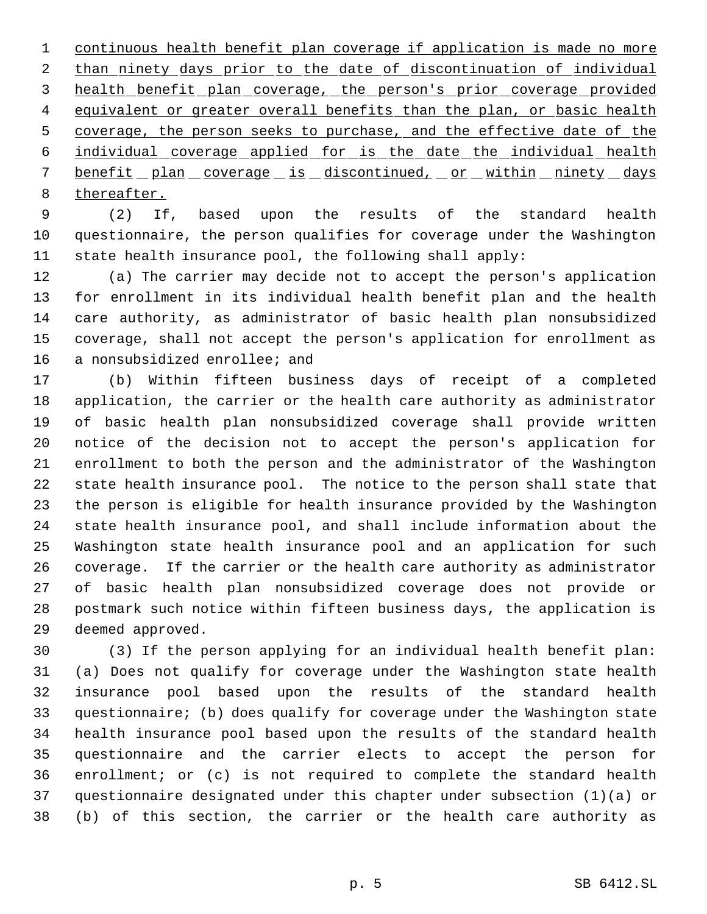continuous health benefit plan coverage if application is made no more than ninety days prior to the date of discontinuation of individual health benefit plan coverage, the person's prior coverage provided equivalent or greater overall benefits than the plan, or basic health coverage, the person seeks to purchase, and the effective date of the individual coverage applied for is the date the individual health benefit plan coverage is discontinued, or within ninety days thereafter.

(2) If, based upon the results of the standard health questionnaire, the person qualifies for coverage under the Washington state health insurance pool, the following shall apply:

(a) The carrier may decide not to accept the person's application for enrollment in its individual health benefit plan and the health care authority, as administrator of basic health plan nonsubsidized coverage, shall not accept the person's application for enrollment as a nonsubsidized enrollee; and

(b) Within fifteen business days of receipt of a completed application, the carrier or the health care authority as administrator of basic health plan nonsubsidized coverage shall provide written notice of the decision not to accept the person's application for enrollment to both the person and the administrator of the Washington state health insurance pool. The notice to the person shall state that the person is eligible for health insurance provided by the Washington state health insurance pool, and shall include information about the Washington state health insurance pool and an application for such coverage. If the carrier or the health care authority as administrator of basic health plan nonsubsidized coverage does not provide or postmark such notice within fifteen business days, the application is deemed approved.

(3) If the person applying for an individual health benefit plan: (a) Does not qualify for coverage under the Washington state health insurance pool based upon the results of the standard health questionnaire; (b) does qualify for coverage under the Washington state health insurance pool based upon the results of the standard health questionnaire and the carrier elects to accept the person for enrollment; or (c) is not required to complete the standard health questionnaire designated under this chapter under subsection (1)(a) or (b) of this section, the carrier or the health care authority as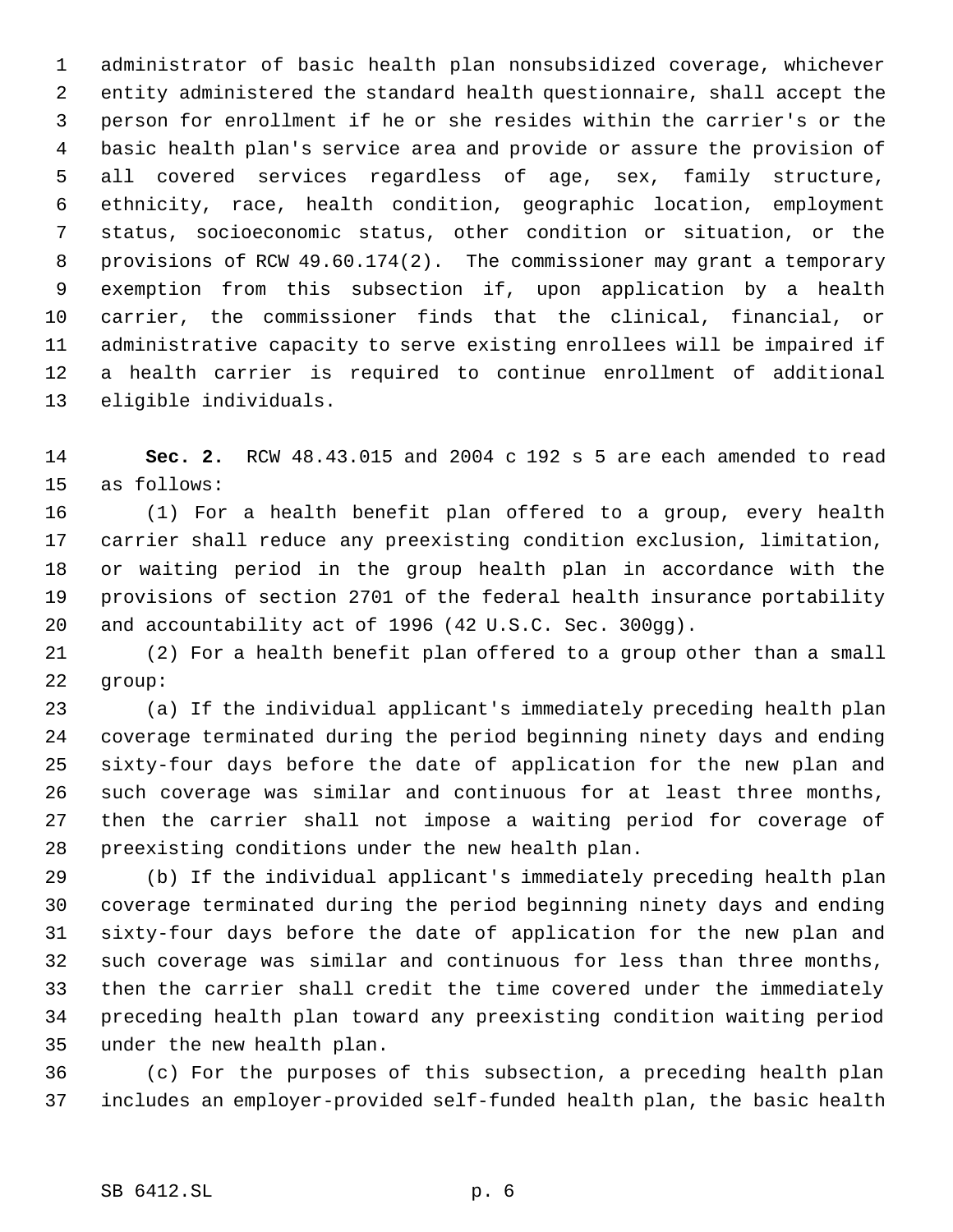administrator of basic health plan nonsubsidized coverage, whichever entity administered the standard health questionnaire, shall accept the person for enrollment if he or she resides within the carrier's or the basic health plan's service area and provide or assure the provision of all covered services regardless of age, sex, family structure, ethnicity, race, health condition, geographic location, employment status, socioeconomic status, other condition or situation, or the provisions of RCW 49.60.174(2). The commissioner may grant a temporary exemption from this subsection if, upon application by a health carrier, the commissioner finds that the clinical, financial, or administrative capacity to serve existing enrollees will be impaired if a health carrier is required to continue enrollment of additional eligible individuals.

**Sec. 2.** RCW 48.43.015 and 2004 c 192 s 5 are each amended to read as follows:

(1) For a health benefit plan offered to a group, every health carrier shall reduce any preexisting condition exclusion, limitation, or waiting period in the group health plan in accordance with the provisions of section 2701 of the federal health insurance portability and accountability act of 1996 (42 U.S.C. Sec. 300gg).

(2) For a health benefit plan offered to a group other than a small group:

(a) If the individual applicant's immediately preceding health plan coverage terminated during the period beginning ninety days and ending sixty-four days before the date of application for the new plan and such coverage was similar and continuous for at least three months, then the carrier shall not impose a waiting period for coverage of preexisting conditions under the new health plan.

(b) If the individual applicant's immediately preceding health plan coverage terminated during the period beginning ninety days and ending sixty-four days before the date of application for the new plan and such coverage was similar and continuous for less than three months, then the carrier shall credit the time covered under the immediately preceding health plan toward any preexisting condition waiting period under the new health plan.

(c) For the purposes of this subsection, a preceding health plan includes an employer-provided self-funded health plan, the basic health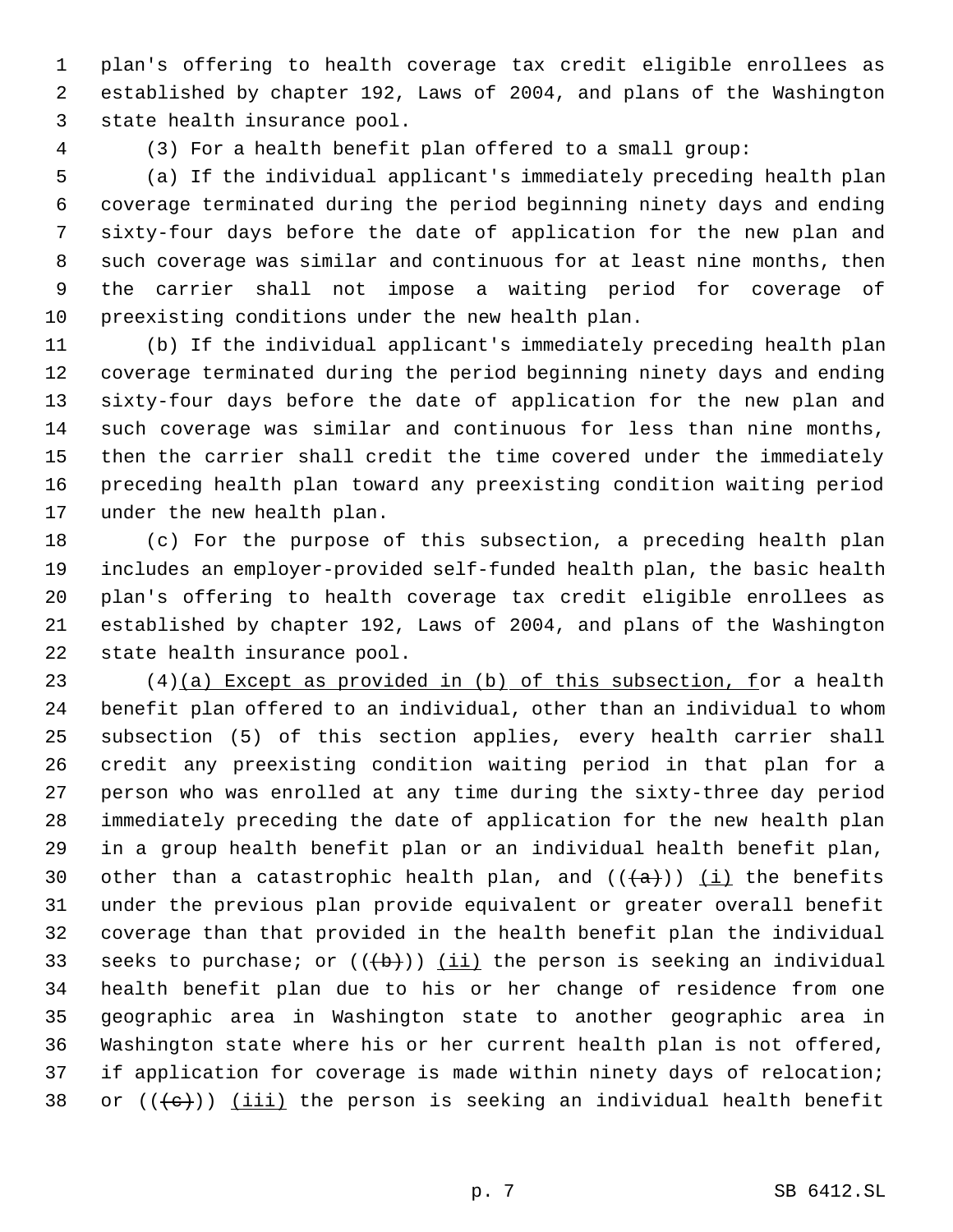plan's offering to health coverage tax credit eligible enrollees as established by chapter 192, Laws of 2004, and plans of the Washington state health insurance pool.

(3) For a health benefit plan offered to a small group:

(a) If the individual applicant's immediately preceding health plan coverage terminated during the period beginning ninety days and ending sixty-four days before the date of application for the new plan and such coverage was similar and continuous for at least nine months, then the carrier shall not impose a waiting period for coverage of preexisting conditions under the new health plan.

(b) If the individual applicant's immediately preceding health plan coverage terminated during the period beginning ninety days and ending sixty-four days before the date of application for the new plan and such coverage was similar and continuous for less than nine months, then the carrier shall credit the time covered under the immediately preceding health plan toward any preexisting condition waiting period under the new health plan.

(c) For the purpose of this subsection, a preceding health plan includes an employer-provided self-funded health plan, the basic health plan's offering to health coverage tax credit eligible enrollees as established by chapter 192, Laws of 2004, and plans of the Washington state health insurance pool.

(4)(a) Except as provided in (b) of this subsection, for a health benefit plan offered to an individual, other than an individual to whom subsection (5) of this section applies, every health carrier shall credit any preexisting condition waiting period in that plan for a person who was enrolled at any time during the sixty-three day period immediately preceding the date of application for the new health plan in a group health benefit plan or an individual health benefit plan, other than a catastrophic health plan, and ~~((a))~~ (i) the benefits under the previous plan provide equivalent or greater overall benefit coverage than that provided in the health benefit plan the individual seeks to purchase; or ~~((b))~~ (ii) the person is seeking an individual health benefit plan due to his or her change of residence from one geographic area in Washington state to another geographic area in Washington state where his or her current health plan is not offered, if application for coverage is made within ninety days of relocation; or ~~((c))~~ (iii) the person is seeking an individual health benefit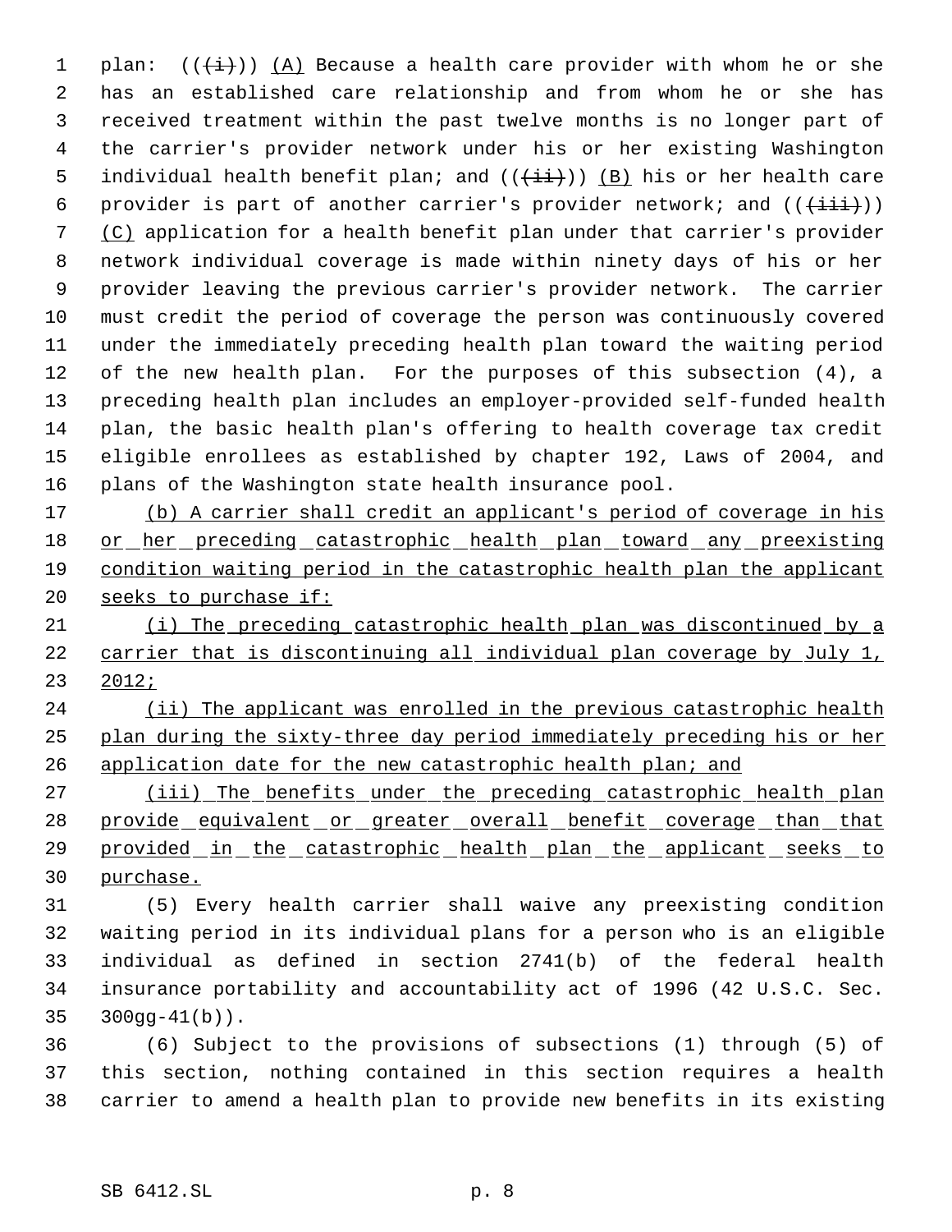plan: ((~~(i)~~)) <u>(A)</u> Because a health care provider with whom he or she has an established care relationship and from whom he or she has received treatment within the past twelve months is no longer part of the carrier's provider network under his or her existing Washington individual health benefit plan; and ((~~(ii)~~)) <u>(B)</u> his or her health care provider is part of another carrier's provider network; and ((~~(iii)~~)) <u>(C)</u> application for a health benefit plan under that carrier's provider network individual coverage is made within ninety days of his or her provider leaving the previous carrier's provider network. The carrier must credit the period of coverage the person was continuously covered under the immediately preceding health plan toward the waiting period of the new health plan. For the purposes of this subsection (4), a preceding health plan includes an employer-provided self-funded health plan, the basic health plan's offering to health coverage tax credit eligible enrollees as established by chapter 192, Laws of 2004, and plans of the Washington state health insurance pool.

<u>(b) A carrier shall credit an applicant's period of coverage in his or her preceding catastrophic health plan toward any preexisting condition waiting period in the catastrophic health plan the applicant seeks to purchase if:</u>

<u>(i) The preceding catastrophic health plan was discontinued by a carrier that is discontinuing all individual plan coverage by July 1, 2012;</u>

<u>(ii) The applicant was enrolled in the previous catastrophic health plan during the sixty-three day period immediately preceding his or her application date for the new catastrophic health plan; and</u>

<u>(iii) The benefits under the preceding catastrophic health plan provide equivalent or greater overall benefit coverage than that provided in the catastrophic health plan the applicant seeks to purchase.</u>

(5) Every health carrier shall waive any preexisting condition waiting period in its individual plans for a person who is an eligible individual as defined in section 2741(b) of the federal health insurance portability and accountability act of 1996 (42 U.S.C. Sec. 300gg-41(b)).

(6) Subject to the provisions of subsections (1) through (5) of this section, nothing contained in this section requires a health carrier to amend a health plan to provide new benefits in its existing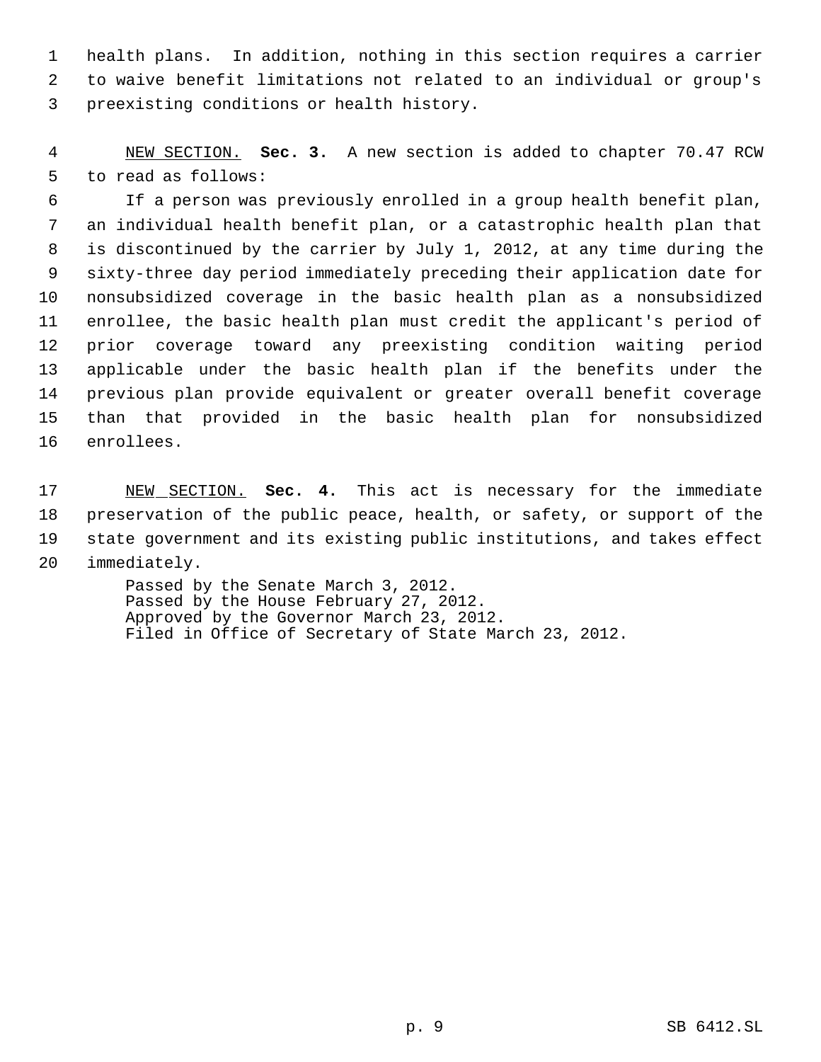health plans. In addition, nothing in this section requires a carrier to waive benefit limitations not related to an individual or group's preexisting conditions or health history.

NEW SECTION. **Sec. 3.** A new section is added to chapter 70.47 RCW to read as follows:

If a person was previously enrolled in a group health benefit plan, an individual health benefit plan, or a catastrophic health plan that is discontinued by the carrier by July 1, 2012, at any time during the sixty-three day period immediately preceding their application date for nonsubsidized coverage in the basic health plan as a nonsubsidized enrollee, the basic health plan must credit the applicant's period of prior coverage toward any preexisting condition waiting period applicable under the basic health plan if the benefits under the previous plan provide equivalent or greater overall benefit coverage than that provided in the basic health plan for nonsubsidized enrollees.

NEW SECTION. **Sec. 4.** This act is necessary for the immediate preservation of the public peace, health, or safety, or support of the state government and its existing public institutions, and takes effect immediately.

Passed by the Senate March 3, 2012.
Passed by the House February 27, 2012.
Approved by the Governor March 23, 2012.
Filed in Office of Secretary of State March 23, 2012.